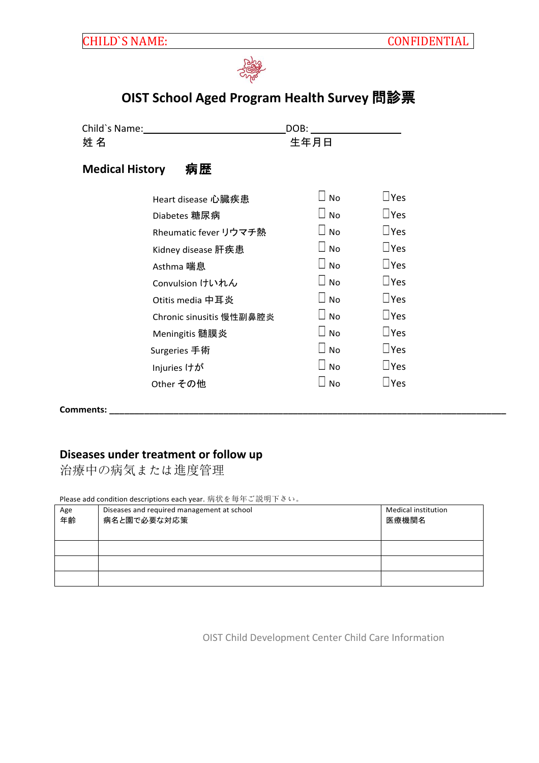CHILD`S NAME: CONFIDENTIAL

# OIST School Aged Program Health Survey 問診票

Child`s Name:\_\_\_\_\_\_\_\_\_\_\_\_\_\_\_\_\_\_\_\_\_\_\_\_\_\_\_\_ DOB: \_\_\_\_\_\_\_\_\_\_\_\_\_\_\_\_
姓 名 生年月日

## Medical History 病歴

| | | |
|---|---|---|
| Heart disease 心臓疾患 | ☐ No | ☐Yes |
| Diabetes 糖尿病 | ☐ No | ☐Yes |
| Rheumatic fever リウマチ熱 | ☐ No | ☐Yes |
| Kidney disease 肝疾患 | ☐ No | ☐Yes |
| Asthma 喘息 | ☐ No | ☐Yes |
| Convulsion けいれん | ☐ No | ☐Yes |
| Otitis media 中耳炎 | ☐ No | ☐Yes |
| Chronic sinusitis 慢性副鼻腔炎 | ☐ No | ☐Yes |
| Meningitis 髄膜炎 | ☐ No | ☐Yes |
| Surgeries 手術 | ☐ No | ☐Yes |
| Injuries けが | ☐ No | ☐Yes |
| Other その他 | ☐ No | ☐Yes |

**Comments:** \_\_\_\_\_\_\_\_\_\_\_\_\_\_\_\_\_\_\_\_\_\_\_\_\_\_\_\_\_\_\_\_\_\_\_\_\_\_\_\_\_\_\_\_\_\_\_\_\_\_\_\_\_\_\_\_\_\_\_\_\_\_\_\_\_\_\_\_\_\_\_\_\_\_\_\_

## Diseases under treatment or follow up
治療中の病気または進度管理

Please add condition descriptions each year. 病状を毎年ご説明下さい。

| Age 年齢 | Diseases and required management at school 病名と園で必要な対応策 | Medical institution 医療機関名 |
|---|---|---|
| | | |
| | | |
| | | |

OIST Child Development Center Child Care Information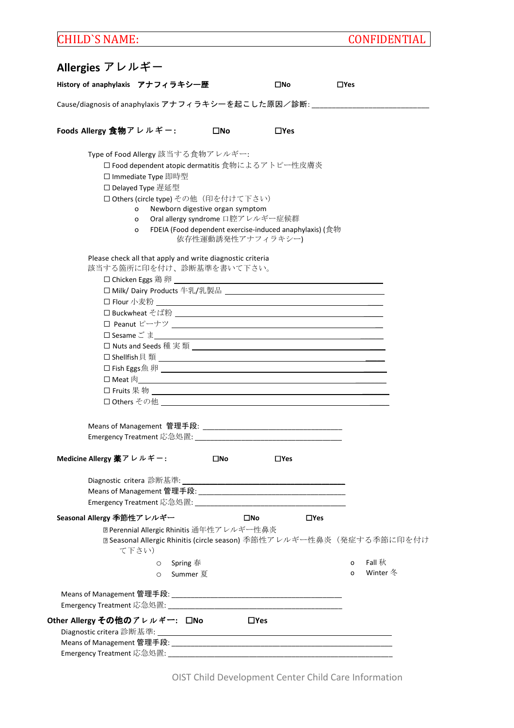CHILD`S NAME: CONFIDENTIAL

## Allergies アレルギー

**History of anaphylaxis アナフィラキシー歴** ☐No ☐Yes

Cause/diagnosis of anaphylaxis アナフィラキシーを起こした原因／診断: ____________________________

**Foods Allergy 食物アレルギー:** ☐No ☐Yes

Type of Food Allergy 該当する食物アレルギー:

- ☐ Food dependent atopic dermatitis 食物によるアトピー性皮膚炎
- ☐ Immediate Type 即時型
- ☐ Delayed Type 遅延型
- ☐ Others (circle type) その他（印を付けて下さい）
  - o Newborn digestive organ symptom
  - o Oral allergy syndrome 口腔アレルギー症候群
  - o FDEIA (Food dependent exercise-induced anaphylaxis) (食物依存性運動誘発性アナフィラキシー)

Please check all that apply and write diagnostic criteria
該当する箇所に印を付け、診断基準を書いて下さい。

- ☐ Chicken Eggs 鶏卵 ____________________________
- ☐ Milk/ Dairy Products 牛乳/乳製品 ____________________________
- ☐ Flour 小麦粉 ____________________________
- ☐ Buckwheat そば粉 ____________________________
- ☐ Peanut ピーナツ ____________________________
- ☐ Sesame ごま ____________________________
- ☐ Nuts and Seeds 種実類 ____________________________
- ☐ Shellfish 貝類 ____________________________
- ☐ Fish Eggs 魚卵 ____________________________
- ☐ Meat 肉 ____________________________
- ☐ Fruits 果物 ____________________________
- ☐ Others その他 ____________________________

Means of Management 管理手段: ____________________________
Emergency Treatment 応急処置: ____________________________

**Medicine Allergy 薬アレルギー:** ☐No ☐Yes

Diagnostic critera 診断基準: ____________________________
Means of Management 管理手段: ____________________________
Emergency Treatment 応急処置: ____________________________

**Seasonal Allergy 季節性アレルギー** ☐No ☐Yes

- ☐ Perennial Allergic Rhinitis 通年性アレルギー性鼻炎
- ☐ Seasonal Allergic Rhinitis (circle season) 季節性アレルギー性鼻炎（発症する季節に印を付けて下さい）
  - o Spring 春
  - o Summer 夏
  - o Fall 秋
  - o Winter 冬

Means of Management 管理手段: ____________________________
Emergency Treatment 応急処置: ____________________________

**Other Allergy その他のアレルギー:** ☐No ☐Yes

Diagnostic critera 診断基準: ____________________________
Means of Management 管理手段: ____________________________
Emergency Treatment 応急処置: ____________________________

OIST Child Development Center Child Care Information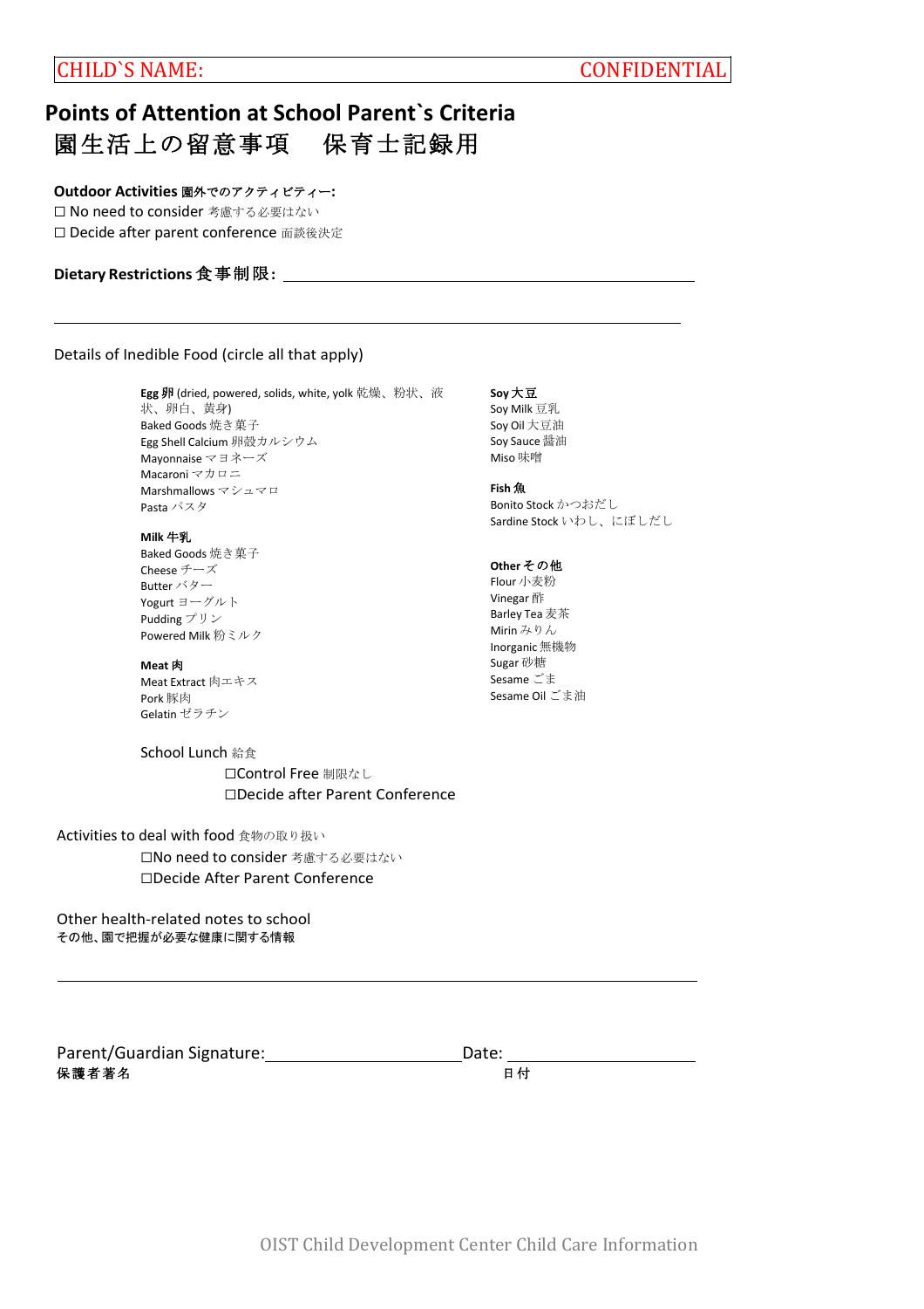CHILD`S NAME: CONFIDENTIAL

# Points of Attention at School Parent`s Criteria
# 園生活上の留意事項　保育士記録用

**Outdoor Activities 園外でのアクティビティー:**

☐ No need to consider 考慮する必要はない

☐ Decide after parent conference 面談後決定

**Dietary Restrictions 食事制限:** ______________________________________________

______________________________________________________________________

Details of Inedible Food (circle all that apply)

**Egg 卵** (dried, powered, solids, white, yolk 乾燥、粉状、液状、卵白、黄身)
Baked Goods 焼き菓子
Egg Shell Calcium 卵殻カルシウム
Mayonnaise マヨネーズ
Macaroni マカロニ
Marshmallows マシュマロ
Pasta パスタ

**Milk 牛乳**
Baked Goods 焼き菓子
Cheese チーズ
Butter バター
Yogurt ヨーグルト
Pudding プリン
Powered Milk 粉ミルク

**Meat 肉**
Meat Extract 肉エキス
Pork 豚肉
Gelatin ゼラチン

**Soy 大豆**
Soy Milk 豆乳
Soy Oil 大豆油
Soy Sauce 醤油
Miso 味噌

**Fish 魚**
Bonito Stock かつおだし
Sardine Stock いわし、にぼしだし

**Other その他**
Flour 小麦粉
Vinegar 酢
Barley Tea 麦茶
Mirin みりん
Inorganic 無機物
Sugar 砂糖
Sesame ごま
Sesame Oil ごま油

School Lunch 給食

☐Control Free 制限なし

☐Decide after Parent Conference

Activities to deal with food 食物の取り扱い

☐No need to consider 考慮する必要はない

☐Decide After Parent Conference

Other health-related notes to school
**その他、園で把握が必要な健康に関する情報**

______________________________________________________________________

Parent/Guardian Signature: ________________________ Date: ____________________
**保護者著名** **日付**

OIST Child Development Center Child Care Information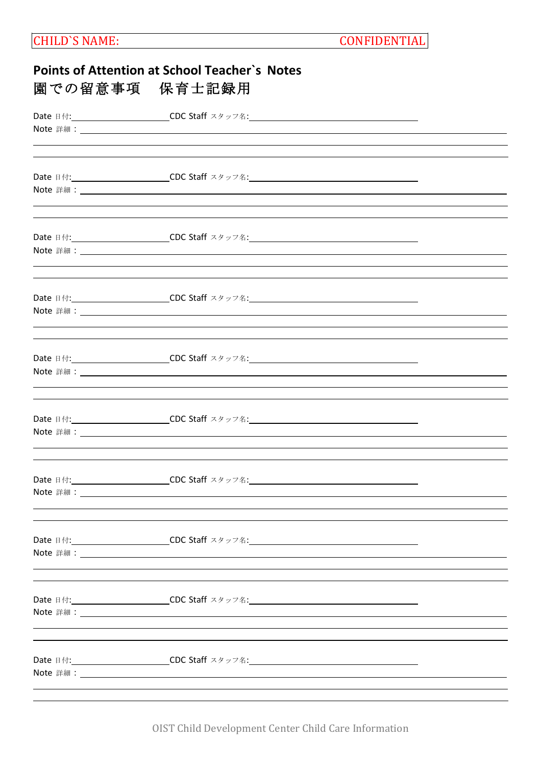CHILD`S NAME: CONFIDENTIAL

# Points of Attention at School Teacher`s Notes
# 園での留意事項　保育士記録用

Date 日付: ____________________ CDC Staff スタッフ名: ______________________________
Note 詳細：

Date 日付: ____________________ CDC Staff スタッフ名: ______________________________
Note 詳細：

Date 日付: ____________________ CDC Staff スタッフ名: ______________________________
Note 詳細：

Date 日付: ____________________ CDC Staff スタッフ名: ______________________________
Note 詳細：

Date 日付: ____________________ CDC Staff スタッフ名: ______________________________
Note 詳細：

Date 日付: ____________________ CDC Staff スタッフ名: ______________________________
Note 詳細：

Date 日付: ____________________ CDC Staff スタッフ名: ______________________________
Note 詳細：

Date 日付: ____________________ CDC Staff スタッフ名: ______________________________
Note 詳細：

Date 日付: ____________________ CDC Staff スタッフ名: ______________________________
Note 詳細：

Date 日付: ____________________ CDC Staff スタッフ名: ______________________________
Note 詳細：

OIST Child Development Center Child Care Information